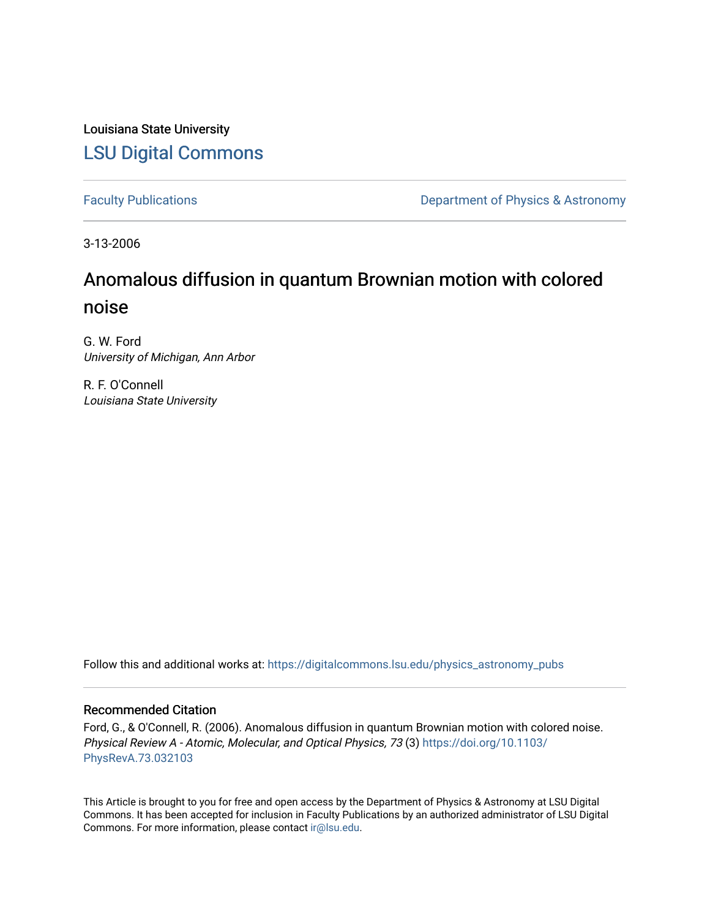Louisiana State University

# LSU Digital Commons

Faculty Publications | Department of Physics & Astronomy

3-13-2006

# Anomalous diffusion in quantum Brownian motion with colored noise

G. W. Ford
*University of Michigan, Ann Arbor*

R. F. O'Connell
*Louisiana State University*

Follow this and additional works at: https://digitalcommons.lsu.edu/physics_astronomy_pubs

## Recommended Citation

Ford, G., & O'Connell, R. (2006). Anomalous diffusion in quantum Brownian motion with colored noise. *Physical Review A - Atomic, Molecular, and Optical Physics, 73* (3) https://doi.org/10.1103/PhysRevA.73.032103

This Article is brought to you for free and open access by the Department of Physics & Astronomy at LSU Digital Commons. It has been accepted for inclusion in Faculty Publications by an authorized administrator of LSU Digital Commons. For more information, please contact ir@lsu.edu.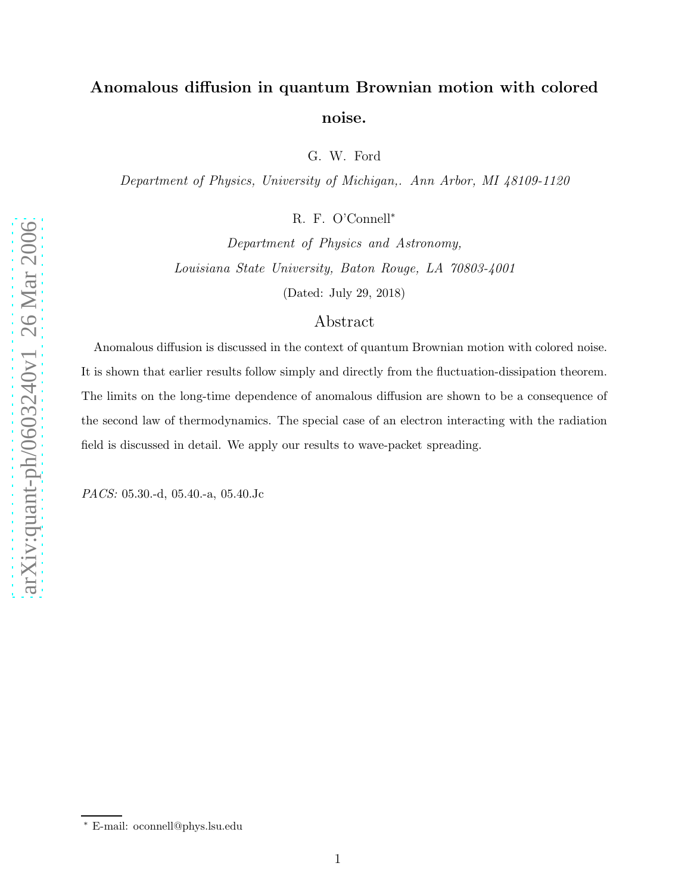# Anomalous diffusion in quantum Brownian motion with colored noise.

G. W. Ford

*Department of Physics, University of Michigan,. Ann Arbor, MI 48109-1120*

R. F. O'Connell*

*Department of Physics and Astronomy,*

*Louisiana State University, Baton Rouge, LA 70803-4001*

(Dated: July 29, 2018)

## Abstract

Anomalous diffusion is discussed in the context of quantum Brownian motion with colored noise. It is shown that earlier results follow simply and directly from the fluctuation-dissipation theorem. The limits on the long-time dependence of anomalous diffusion are shown to be a consequence of the second law of thermodynamics. The special case of an electron interacting with the radiation field is discussed in detail. We apply our results to wave-packet spreading.

*PACS:* 05.30.-d, 05.40.-a, 05.40.Jc

* E-mail: oconnell@phys.lsu.edu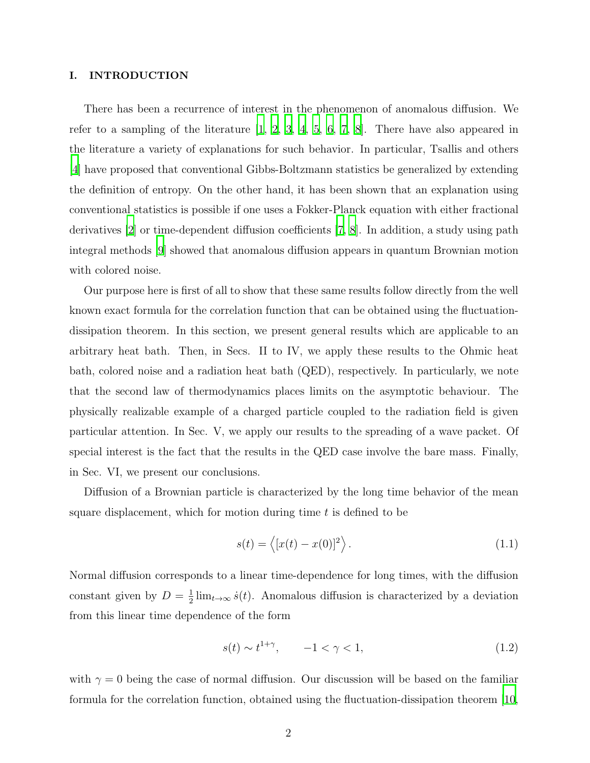## I. INTRODUCTION

There has been a recurrence of interest in the phenomenon of anomalous diffusion. We refer to a sampling of the literature [1, 2, 3, 4, 5, 6, 7, 8]. There have also appeared in the literature a variety of explanations for such behavior. In particular, Tsallis and others [4] have proposed that conventional Gibbs-Boltzmann statistics be generalized by extending the definition of entropy. On the other hand, it has been shown that an explanation using conventional statistics is possible if one uses a Fokker-Planck equation with either fractional derivatives [2] or time-dependent diffusion coefficients [7, 8]. In addition, a study using path integral methods [9] showed that anomalous diffusion appears in quantum Brownian motion with colored noise.

Our purpose here is first of all to show that these same results follow directly from the well known exact formula for the correlation function that can be obtained using the fluctuation-dissipation theorem. In this section, we present general results which are applicable to an arbitrary heat bath. Then, in Secs. II to IV, we apply these results to the Ohmic heat bath, colored noise and a radiation heat bath (QED), respectively. In particularly, we note that the second law of thermodynamics places limits on the asymptotic behaviour. The physically realizable example of a charged particle coupled to the radiation field is given particular attention. In Sec. V, we apply our results to the spreading of a wave packet. Of special interest is the fact that the results in the QED case involve the bare mass. Finally, in Sec. VI, we present our conclusions.

Diffusion of a Brownian particle is characterized by the long time behavior of the mean square displacement, which for motion during time $t$ is defined to be

$$s(t) = \left\langle [x(t) - x(0)]^2 \right\rangle . \tag{1.1}$$

Normal diffusion corresponds to a linear time-dependence for long times, with the diffusion constant given by $D = \frac{1}{2}\lim_{t\to\infty} \dot{s}(t)$. Anomalous diffusion is characterized by a deviation from this linear time dependence of the form

$$s(t) \sim t^{1+\gamma}, \qquad -1 < \gamma < 1, \tag{1.2}$$

with $\gamma = 0$ being the case of normal diffusion. Our discussion will be based on the familiar formula for the correlation function, obtained using the fluctuation-dissipation theorem [10,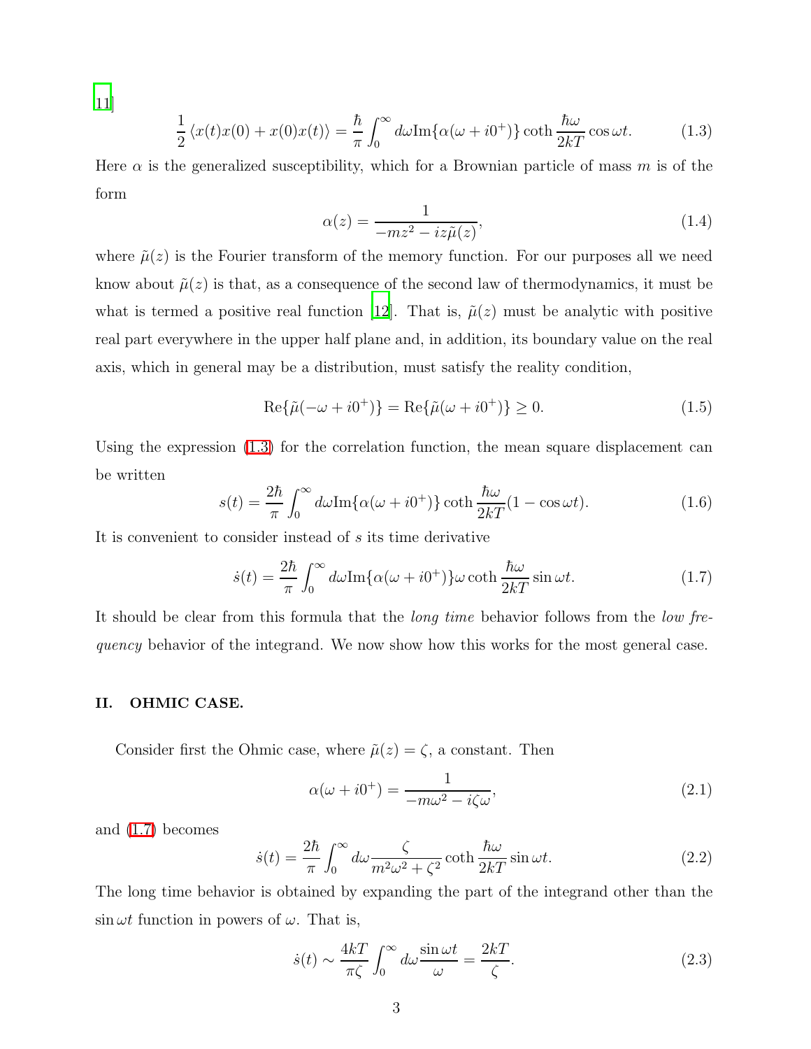[11]

$$\frac{1}{2}\left\langle x(t)x(0)+x(0)x(t)\right\rangle = \frac{\hbar}{\pi}\int_0^\infty d\omega \mathrm{Im}\{\alpha(\omega+i0^+)\}\coth\frac{\hbar\omega}{2kT}\cos\omega t. \tag{1.3}$$

Here $\alpha$ is the generalized susceptibility, which for a Brownian particle of mass $m$ is of the form

$$\alpha(z) = \frac{1}{-mz^2 - iz\tilde{\mu}(z)}, \tag{1.4}$$

where $\tilde{\mu}(z)$ is the Fourier transform of the memory function. For our purposes all we need know about $\tilde{\mu}(z)$ is that, as a consequence of the second law of thermodynamics, it must be what is termed a positive real function [12]. That is, $\tilde{\mu}(z)$ must be analytic with positive real part everywhere in the upper half plane and, in addition, its boundary value on the real axis, which in general may be a distribution, must satisfy the reality condition,

$$\mathrm{Re}\{\tilde{\mu}(-\omega+i0^+)\} = \mathrm{Re}\{\tilde{\mu}(\omega+i0^+)\} \geq 0. \tag{1.5}$$

Using the expression (1.3) for the correlation function, the mean square displacement can be written

$$s(t) = \frac{2\hbar}{\pi}\int_0^\infty d\omega \mathrm{Im}\{\alpha(\omega+i0^+)\}\coth\frac{\hbar\omega}{2kT}(1-\cos\omega t). \tag{1.6}$$

It is convenient to consider instead of $s$ its time derivative

$$\dot{s}(t) = \frac{2\hbar}{\pi}\int_0^\infty d\omega \mathrm{Im}\{\alpha(\omega+i0^+)\}\omega\coth\frac{\hbar\omega}{2kT}\sin\omega t. \tag{1.7}$$

It should be clear from this formula that the *long time* behavior follows from the *low frequency* behavior of the integrand. We now show how this works for the most general case.

## II. OHMIC CASE.

Consider first the Ohmic case, where $\tilde{\mu}(z) = \zeta$, a constant. Then

$$\alpha(\omega+i0^+) = \frac{1}{-m\omega^2 - i\zeta\omega}, \tag{2.1}$$

and (1.7) becomes

$$\dot{s}(t) = \frac{2\hbar}{\pi}\int_0^\infty d\omega \frac{\zeta}{m^2\omega^2+\zeta^2}\coth\frac{\hbar\omega}{2kT}\sin\omega t. \tag{2.2}$$

The long time behavior is obtained by expanding the part of the integrand other than the $\sin\omega t$ function in powers of $\omega$. That is,

$$\dot{s}(t) \sim \frac{4kT}{\pi\zeta}\int_0^\infty d\omega\frac{\sin\omega t}{\omega} = \frac{2kT}{\zeta}. \tag{2.3}$$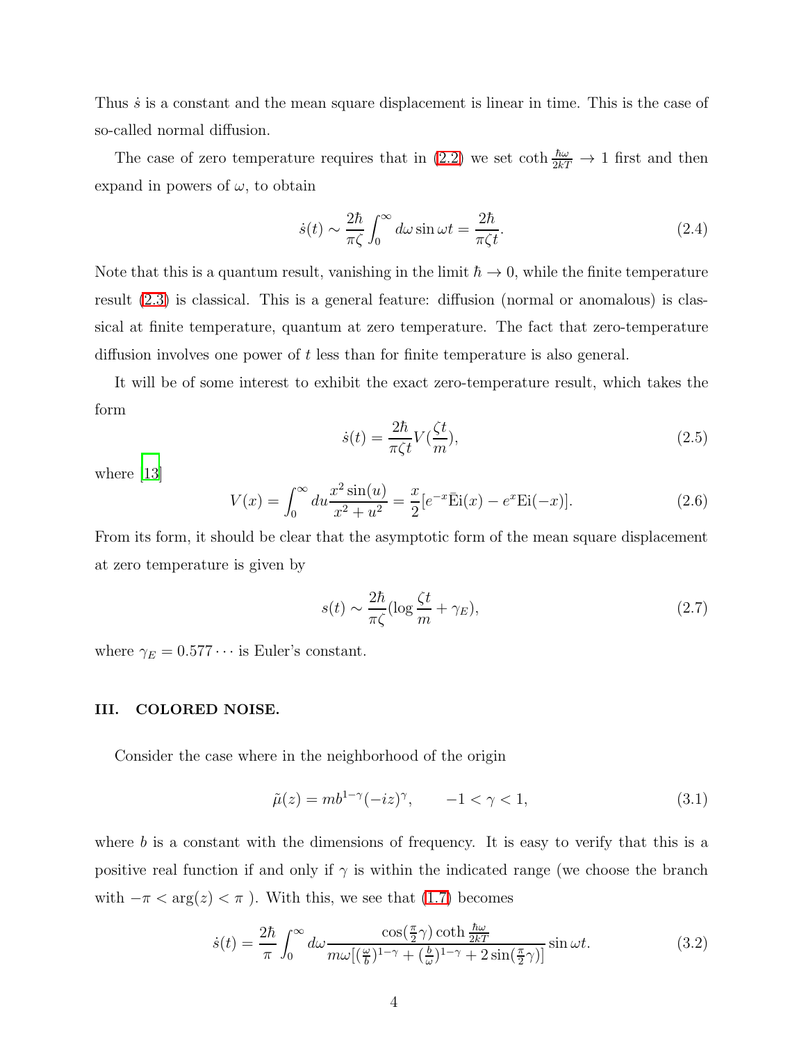Thus $\dot{s}$ is a constant and the mean square displacement is linear in time. This is the case of so-called normal diffusion.

The case of zero temperature requires that in (2.2) we set $\coth\frac{\hbar\omega}{2kT}\to 1$ first and then expand in powers of $\omega$, to obtain

$$\dot{s}(t)\sim\frac{2\hbar}{\pi\zeta}\int_0^\infty d\omega\sin\omega t=\frac{2\hbar}{\pi\zeta t}. \tag{2.4}$$

Note that this is a quantum result, vanishing in the limit $\hbar\to 0$, while the finite temperature result (2.3) is classical. This is a general feature: diffusion (normal or anomalous) is classical at finite temperature, quantum at zero temperature. The fact that zero-temperature diffusion involves one power of $t$ less than for finite temperature is also general.

It will be of some interest to exhibit the exact zero-temperature result, which takes the form

$$\dot{s}(t)=\frac{2\hbar}{\pi\zeta t}V(\frac{\zeta t}{m}), \tag{2.5}$$

where [13]

$$V(x)=\int_0^\infty du\frac{x^2\sin(u)}{x^2+u^2}=\frac{x}{2}[e^{-x}\bar{\mathrm{E}}\mathrm{i}(x)-e^{x}\mathrm{Ei}(-x)]. \tag{2.6}$$

From its form, it should be clear that the asymptotic form of the mean square displacement at zero temperature is given by

$$s(t)\sim\frac{2\hbar}{\pi\zeta}(\log\frac{\zeta t}{m}+\gamma_E), \tag{2.7}$$

where $\gamma_E=0.577\cdots$ is Euler's constant.

## III. COLORED NOISE.

Consider the case where in the neighborhood of the origin

$$\tilde{\mu}(z)=mb^{1-\gamma}(-iz)^{\gamma},\qquad -1<\gamma<1, \tag{3.1}$$

where $b$ is a constant with the dimensions of frequency. It is easy to verify that this is a positive real function if and only if $\gamma$ is within the indicated range (we choose the branch with $-\pi<\arg(z)<\pi$ ). With this, we see that (1.7) becomes

$$\dot{s}(t)=\frac{2\hbar}{\pi}\int_0^\infty d\omega\frac{\cos(\frac{\pi}{2}\gamma)\coth\frac{\hbar\omega}{2kT}}{m\omega[(\frac{\omega}{b})^{1-\gamma}+(\frac{b}{\omega})^{1-\gamma}+2\sin(\frac{\pi}{2}\gamma)]}\sin\omega t. \tag{3.2}$$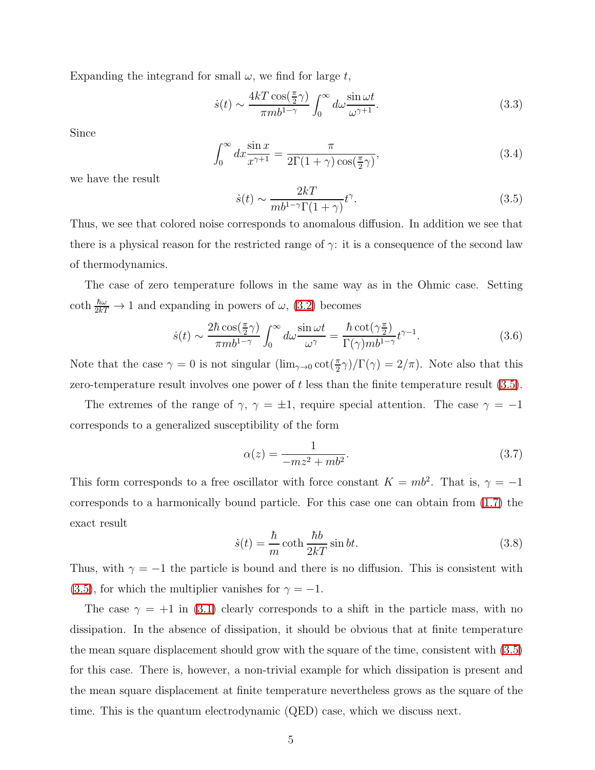Expanding the integrand for small $\omega$, we find for large $t$,

$$\dot{s}(t) \sim \frac{4kT\cos(\frac{\pi}{2}\gamma)}{\pi m b^{1-\gamma}} \int_0^\infty d\omega \frac{\sin \omega t}{\omega^{\gamma+1}}. \tag{3.3}$$

Since

$$\int_0^\infty dx \frac{\sin x}{x^{\gamma+1}} = \frac{\pi}{2\Gamma(1+\gamma)\cos(\frac{\pi}{2}\gamma)}, \tag{3.4}$$

we have the result

$$\dot{s}(t) \sim \frac{2kT}{m b^{1-\gamma}\Gamma(1+\gamma)} t^\gamma. \tag{3.5}$$

Thus, we see that colored noise corresponds to anomalous diffusion. In addition we see that there is a physical reason for the restricted range of $\gamma$: it is a consequence of the second law of thermodynamics.

The case of zero temperature follows in the same way as in the Ohmic case. Setting $\coth \frac{\hbar\omega}{2kT} \to 1$ and expanding in powers of $\omega$, (3.2) becomes

$$\dot{s}(t) \sim \frac{2\hbar\cos(\frac{\pi}{2}\gamma)}{\pi m b^{1-\gamma}} \int_0^\infty d\omega \frac{\sin \omega t}{\omega^{\gamma}} = \frac{\hbar\cot(\gamma\frac{\pi}{2})}{\Gamma(\gamma) m b^{1-\gamma}} t^{\gamma-1}. \tag{3.6}$$

Note that the case $\gamma = 0$ is not singular ($\lim_{\gamma\to 0}\cot(\frac{\pi}{2}\gamma)/\Gamma(\gamma) = 2/\pi$). Note also that this zero-temperature result involves one power of $t$ less than the finite temperature result (3.5).

The extremes of the range of $\gamma$, $\gamma = \pm 1$, require special attention. The case $\gamma = -1$ corresponds to a generalized susceptibility of the form

$$\alpha(z) = \frac{1}{-mz^2 + mb^2}. \tag{3.7}$$

This form corresponds to a free oscillator with force constant $K = mb^2$. That is, $\gamma = -1$ corresponds to a harmonically bound particle. For this case one can obtain from (1.7) the exact result

$$\dot{s}(t) = \frac{\hbar}{m}\coth\frac{\hbar b}{2kT}\sin bt. \tag{3.8}$$

Thus, with $\gamma = -1$ the particle is bound and there is no diffusion. This is consistent with (3.5), for which the multiplier vanishes for $\gamma = -1$.

The case $\gamma = +1$ in (3.1) clearly corresponds to a shift in the particle mass, with no dissipation. In the absence of dissipation, it should be obvious that at finite temperature the mean square displacement should grow with the square of the time, consistent with (3.5) for this case. There is, however, a non-trivial example for which dissipation is present and the mean square displacement at finite temperature nevertheless grows as the square of the time. This is the quantum electrodynamic (QED) case, which we discuss next.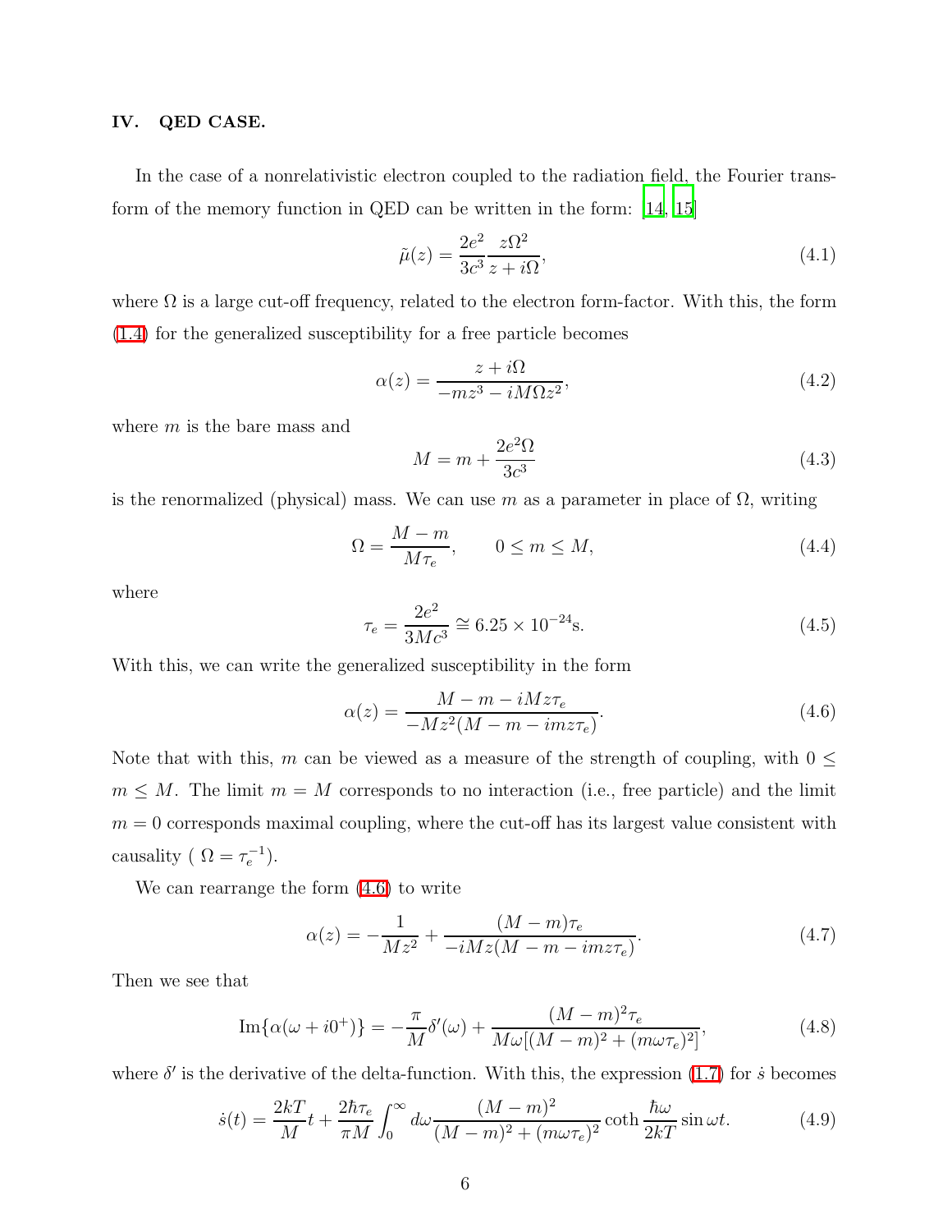## IV. QED CASE.

In the case of a nonrelativistic electron coupled to the radiation field, the Fourier transform of the memory function in QED can be written in the form: [14, 15]

$$\tilde{\mu}(z) = \frac{2e^2}{3c^3} \frac{z\Omega^2}{z + i\Omega}, \tag{4.1}$$

where $\Omega$ is a large cut-off frequency, related to the electron form-factor. With this, the form (1.4) for the generalized susceptibility for a free particle becomes

$$\alpha(z) = \frac{z + i\Omega}{-mz^3 - iM\Omega z^2}, \tag{4.2}$$

where $m$ is the bare mass and

$$M = m + \frac{2e^2\Omega}{3c^3} \tag{4.3}$$

is the renormalized (physical) mass. We can use $m$ as a parameter in place of $\Omega$, writing

$$\Omega = \frac{M - m}{M\tau_e}, \qquad 0 \leq m \leq M, \tag{4.4}$$

where

$$\tau_e = \frac{2e^2}{3Mc^3} \cong 6.25 \times 10^{-24}\text{s}. \tag{4.5}$$

With this, we can write the generalized susceptibility in the form

$$\alpha(z) = \frac{M - m - iMz\tau_e}{-Mz^2(M - m - imz\tau_e)}. \tag{4.6}$$

Note that with this, $m$ can be viewed as a measure of the strength of coupling, with $0 \leq m \leq M$. The limit $m = M$ corresponds to no interaction (i.e., free particle) and the limit $m = 0$ corresponds maximal coupling, where the cut-off has its largest value consistent with causality ( $\Omega = \tau_e^{-1}$).

We can rearrange the form (4.6) to write

$$\alpha(z) = -\frac{1}{Mz^2} + \frac{(M - m)\tau_e}{-iMz(M - m - imz\tau_e)}. \tag{4.7}$$

Then we see that

$$\text{Im}\{\alpha(\omega + i0^+)\} = -\frac{\pi}{M}\delta'(\omega) + \frac{(M - m)^2\tau_e}{M\omega[(M - m)^2 + (m\omega\tau_e)^2]}, \tag{4.8}$$

where $\delta'$ is the derivative of the delta-function. With this, the expression (1.7) for $\dot{s}$ becomes

$$\dot{s}(t) = \frac{2kT}{M}t + \frac{2\hbar\tau_e}{\pi M} \int_0^\infty d\omega \frac{(M - m)^2}{(M - m)^2 + (m\omega\tau_e)^2} \coth\frac{\hbar\omega}{2kT} \sin\omega t. \tag{4.9}$$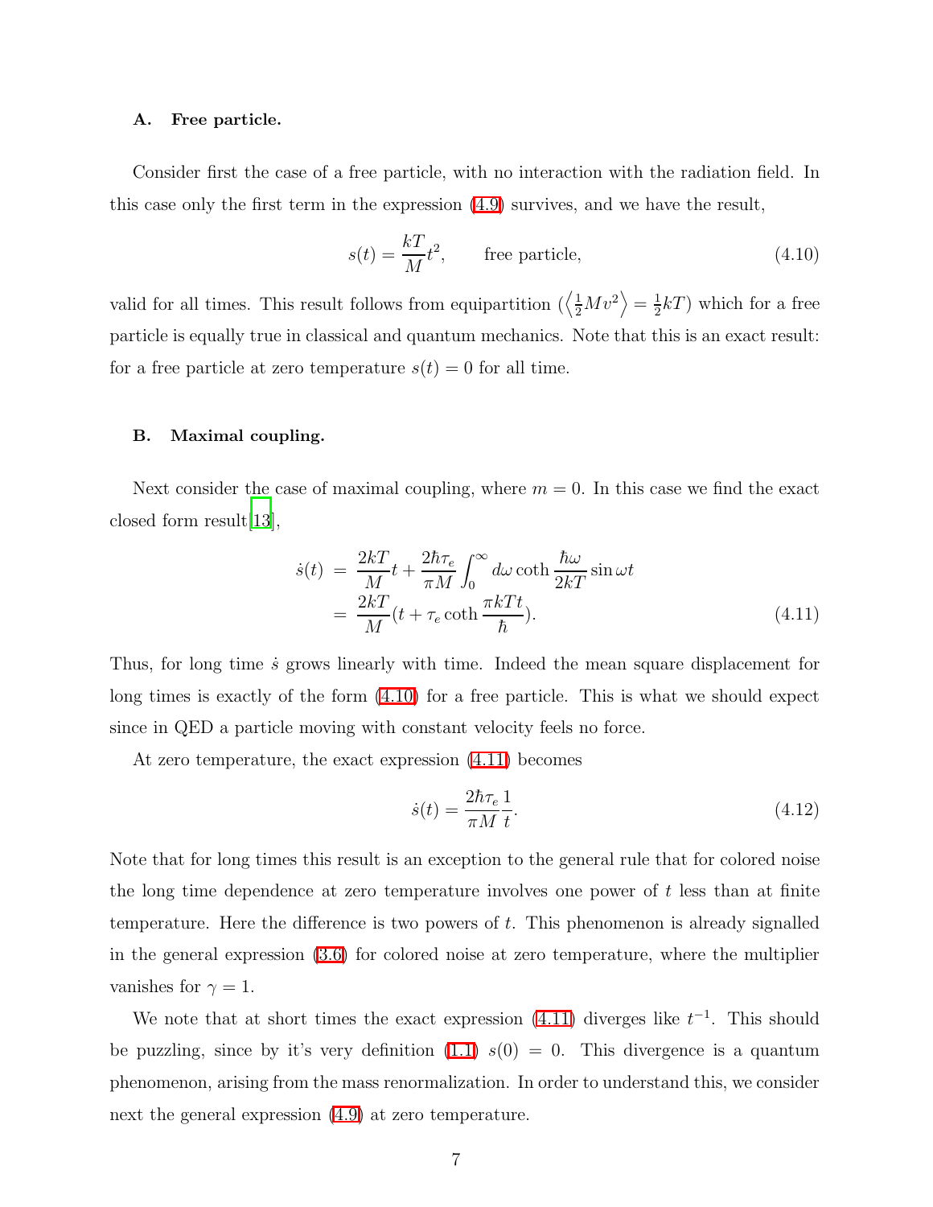### A. Free particle.

Consider first the case of a free particle, with no interaction with the radiation field. In this case only the first term in the expression (4.9) survives, and we have the result,

$$s(t) = \frac{kT}{M}t^2, \qquad \text{free particle}, \tag{4.10}$$

valid for all times. This result follows from equipartition ($\left\langle \frac{1}{2}Mv^2 \right\rangle = \frac{1}{2}kT$) which for a free particle is equally true in classical and quantum mechanics. Note that this is an exact result: for a free particle at zero temperature $s(t) = 0$ for all time.

### B. Maximal coupling.

Next consider the case of maximal coupling, where $m = 0$. In this case we find the exact closed form result[13],

$$\begin{aligned} \dot{s}(t) &= \frac{2kT}{M}t + \frac{2\hbar\tau_e}{\pi M}\int_0^\infty d\omega \coth\frac{\hbar\omega}{2kT}\sin\omega t \\ &= \frac{2kT}{M}(t + \tau_e \coth\frac{\pi kTt}{\hbar}). \end{aligned} \tag{4.11}$$

Thus, for long time $\dot{s}$ grows linearly with time. Indeed the mean square displacement for long times is exactly of the form (4.10) for a free particle. This is what we should expect since in QED a particle moving with constant velocity feels no force.

At zero temperature, the exact expression (4.11) becomes

$$\dot{s}(t) = \frac{2\hbar\tau_e}{\pi M}\frac{1}{t}. \tag{4.12}$$

Note that for long times this result is an exception to the general rule that for colored noise the long time dependence at zero temperature involves one power of $t$ less than at finite temperature. Here the difference is two powers of $t$. This phenomenon is already signalled in the general expression (3.6) for colored noise at zero temperature, where the multiplier vanishes for $\gamma = 1$.

We note that at short times the exact expression (4.11) diverges like $t^{-1}$. This should be puzzling, since by it's very definition (1.1) $s(0) = 0$. This divergence is a quantum phenomenon, arising from the mass renormalization. In order to understand this, we consider next the general expression (4.9) at zero temperature.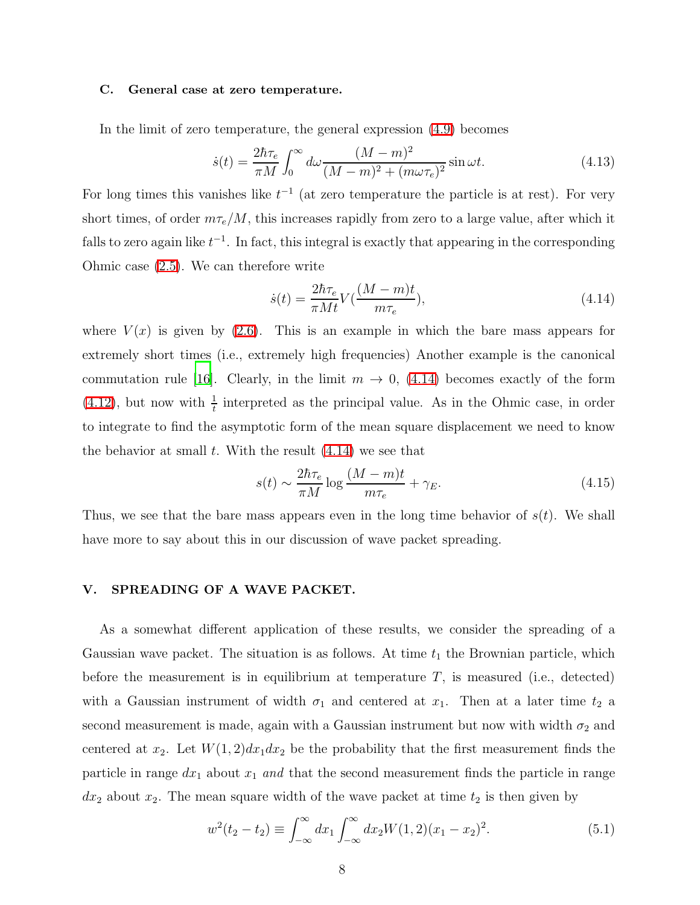### C. General case at zero temperature.

In the limit of zero temperature, the general expression (4.9) becomes

$$\dot{s}(t) = \frac{2\hbar\tau_e}{\pi M}\int_0^\infty d\omega \frac{(M-m)^2}{(M-m)^2 + (m\omega\tau_e)^2}\sin\omega t. \tag{4.13}$$

For long times this vanishes like $t^{-1}$ (at zero temperature the particle is at rest). For very short times, of order $m\tau_e/M$, this increases rapidly from zero to a large value, after which it falls to zero again like $t^{-1}$. In fact, this integral is exactly that appearing in the corresponding Ohmic case (2.5). We can therefore write

$$\dot{s}(t) = \frac{2\hbar\tau_e}{\pi M t} V(\frac{(M-m)t}{m\tau_e}), \tag{4.14}$$

where $V(x)$ is given by (2.6). This is an example in which the bare mass appears for extremely short times (i.e., extremely high frequencies) Another example is the canonical commutation rule [16]. Clearly, in the limit $m \to 0$, (4.14) becomes exactly of the form (4.12), but now with $\frac{1}{t}$ interpreted as the principal value. As in the Ohmic case, in order to integrate to find the asymptotic form of the mean square displacement we need to know the behavior at small $t$. With the result (4.14) we see that

$$s(t) \sim \frac{2\hbar\tau_e}{\pi M}\log\frac{(M-m)t}{m\tau_e} + \gamma_E. \tag{4.15}$$

Thus, we see that the bare mass appears even in the long time behavior of $s(t)$. We shall have more to say about this in our discussion of wave packet spreading.

## V. SPREADING OF A WAVE PACKET.

As a somewhat different application of these results, we consider the spreading of a Gaussian wave packet. The situation is as follows. At time $t_1$ the Brownian particle, which before the measurement is in equilibrium at temperature $T$, is measured (i.e., detected) with a Gaussian instrument of width $\sigma_1$ and centered at $x_1$. Then at a later time $t_2$ a second measurement is made, again with a Gaussian instrument but now with width $\sigma_2$ and centered at $x_2$. Let $W(1,2)dx_1dx_2$ be the probability that the first measurement finds the particle in range $dx_1$ about $x_1$ *and* that the second measurement finds the particle in range $dx_2$ about $x_2$. The mean square width of the wave packet at time $t_2$ is then given by

$$w^2(t_2 - t_2) \equiv \int_{-\infty}^{\infty} dx_1 \int_{-\infty}^{\infty} dx_2 W(1,2)(x_1 - x_2)^2. \tag{5.1}$$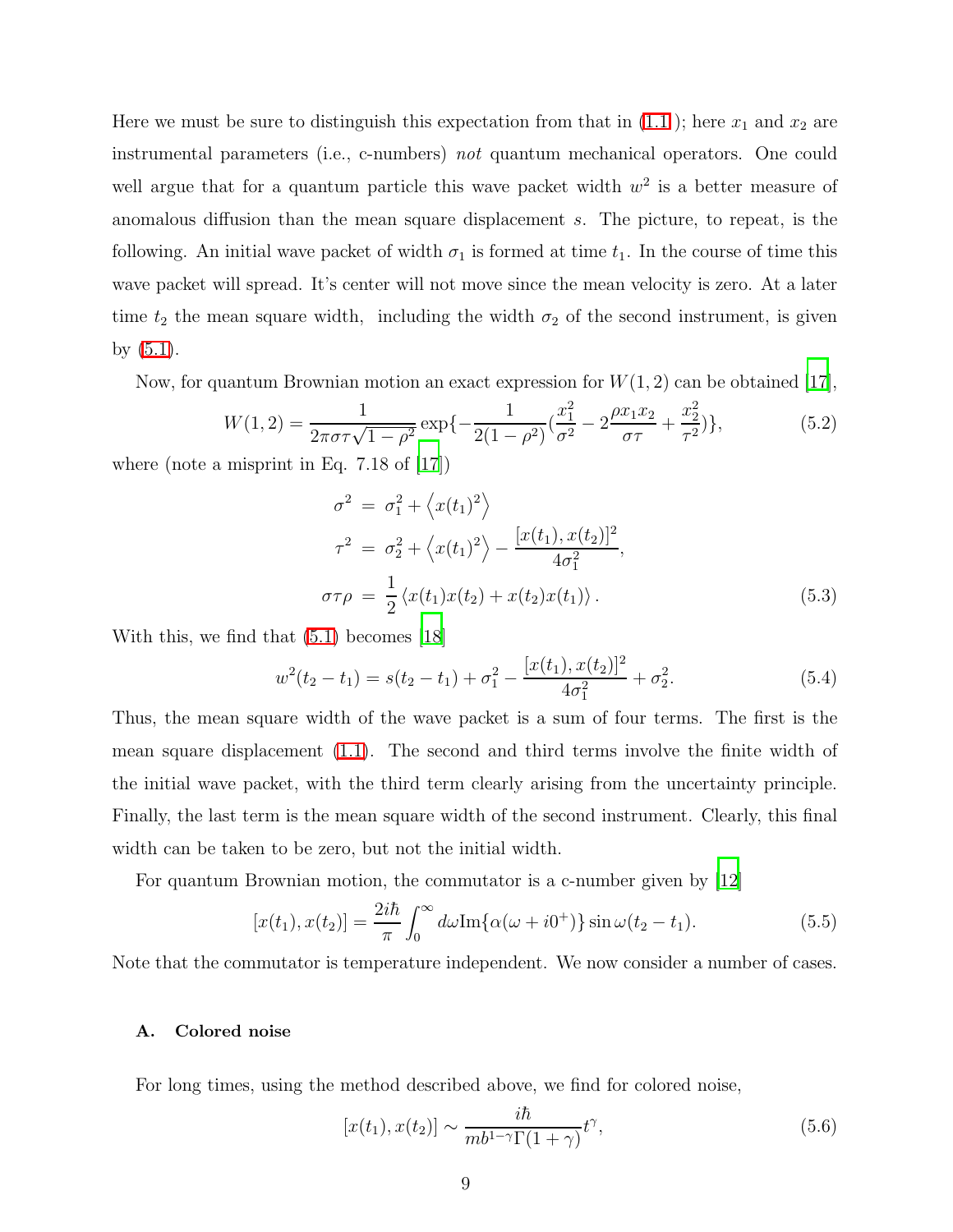Here we must be sure to distinguish this expectation from that in (1.1 ); here $x_1$ and $x_2$ are instrumental parameters (i.e., c-numbers) *not* quantum mechanical operators. One could well argue that for a quantum particle this wave packet width $w^2$ is a better measure of anomalous diffusion than the mean square displacement $s$. The picture, to repeat, is the following. An initial wave packet of width $\sigma_1$ is formed at time $t_1$. In the course of time this wave packet will spread. It's center will not move since the mean velocity is zero. At a later time $t_2$ the mean square width, including the width $\sigma_2$ of the second instrument, is given by (5.1).

Now, for quantum Brownian motion an exact expression for $W(1,2)$ can be obtained [17],

$$W(1,2) = \frac{1}{2\pi\sigma\tau\sqrt{1-\rho^2}} \exp\{-\frac{1}{2(1-\rho^2)}(\frac{x_1^2}{\sigma^2} - 2\frac{\rho x_1 x_2}{\sigma\tau} + \frac{x_2^2}{\tau^2})\}, \tag{5.2}$$

where (note a misprint in Eq. 7.18 of [17])

$$\begin{aligned}
\sigma^2 &= \sigma_1^2 + \left\langle x(t_1)^2 \right\rangle \\
\tau^2 &= \sigma_2^2 + \left\langle x(t_1)^2 \right\rangle - \frac{[x(t_1), x(t_2)]^2}{4\sigma_1^2}, \\
\sigma\tau\rho &= \frac{1}{2}\left\langle x(t_1)x(t_2) + x(t_2)x(t_1) \right\rangle .
\end{aligned} \tag{5.3}$$

With this, we find that (5.1) becomes [18]

$$w^2(t_2 - t_1) = s(t_2 - t_1) + \sigma_1^2 - \frac{[x(t_1), x(t_2)]^2}{4\sigma_1^2} + \sigma_2^2. \tag{5.4}$$

Thus, the mean square width of the wave packet is a sum of four terms. The first is the mean square displacement (1.1). The second and third terms involve the finite width of the initial wave packet, with the third term clearly arising from the uncertainty principle. Finally, the last term is the mean square width of the second instrument. Clearly, this final width can be taken to be zero, but not the initial width.

For quantum Brownian motion, the commutator is a c-number given by [12]

$$[x(t_1), x(t_2)] = \frac{2i\hbar}{\pi}\int_0^\infty d\omega \mathrm{Im}\{\alpha(\omega + i0^+)\}\sin\omega(t_2 - t_1). \tag{5.5}$$

Note that the commutator is temperature independent. We now consider a number of cases.

### A. Colored noise

For long times, using the method described above, we find for colored noise,

$$[x(t_1), x(t_2)] \sim \frac{i\hbar}{mb^{1-\gamma}\Gamma(1+\gamma)}t^\gamma, \tag{5.6}$$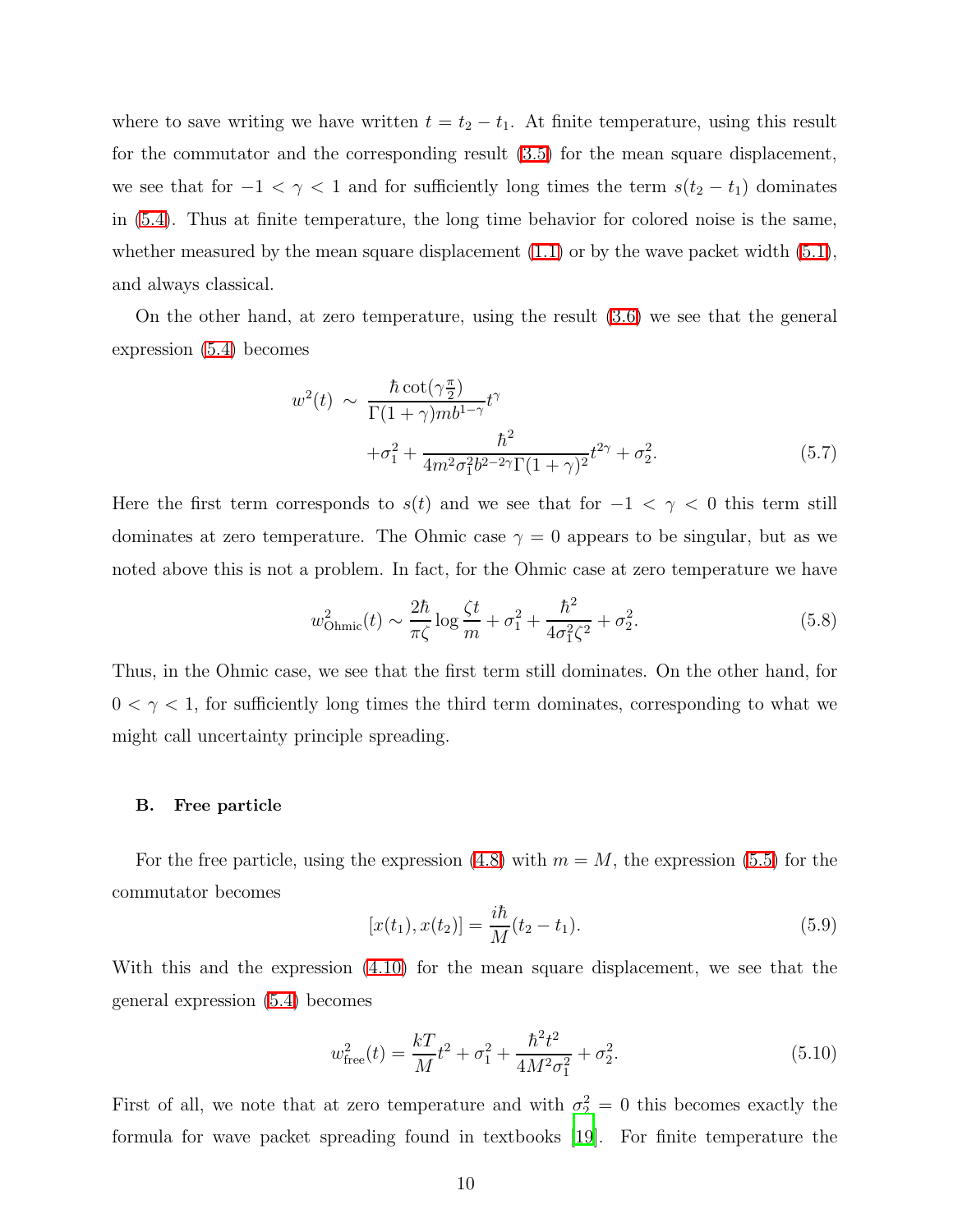where to save writing we have written $t = t_2 - t_1$. At finite temperature, using this result for the commutator and the corresponding result (3.5) for the mean square displacement, we see that for $-1 < \gamma < 1$ and for sufficiently long times the term $s(t_2 - t_1)$ dominates in (5.4). Thus at finite temperature, the long time behavior for colored noise is the same, whether measured by the mean square displacement (1.1) or by the wave packet width (5.1), and always classical.

On the other hand, at zero temperature, using the result (3.6) we see that the general expression (5.4) becomes

$$w^2(t) \sim \frac{\hbar \cot(\gamma \frac{\pi}{2})}{\Gamma(1+\gamma) m b^{1-\gamma}} t^{\gamma} + \sigma_1^2 + \frac{\hbar^2}{4m^2 \sigma_1^2 b^{2-2\gamma} \Gamma(1+\gamma)^2} t^{2\gamma} + \sigma_2^2. \tag{5.7}$$

Here the first term corresponds to $s(t)$ and we see that for $-1 < \gamma < 0$ this term still dominates at zero temperature. The Ohmic case $\gamma = 0$ appears to be singular, but as we noted above this is not a problem. In fact, for the Ohmic case at zero temperature we have

$$w^2_{\text{Ohmic}}(t) \sim \frac{2\hbar}{\pi \zeta} \log \frac{\zeta t}{m} + \sigma_1^2 + \frac{\hbar^2}{4\sigma_1^2 \zeta^2} + \sigma_2^2. \tag{5.8}$$

Thus, in the Ohmic case, we see that the first term still dominates. On the other hand, for $0 < \gamma < 1$, for sufficiently long times the third term dominates, corresponding to what we might call uncertainty principle spreading.

### B. Free particle

For the free particle, using the expression (4.8) with $m = M$, the expression (5.5) for the commutator becomes

$$[x(t_1), x(t_2)] = \frac{i\hbar}{M}(t_2 - t_1). \tag{5.9}$$

With this and the expression (4.10) for the mean square displacement, we see that the general expression (5.4) becomes

$$w^2_{\text{free}}(t) = \frac{kT}{M} t^2 + \sigma_1^2 + \frac{\hbar^2 t^2}{4M^2 \sigma_1^2} + \sigma_2^2. \tag{5.10}$$

First of all, we note that at zero temperature and with $\sigma_2^2 = 0$ this becomes exactly the formula for wave packet spreading found in textbooks [19]. For finite temperature the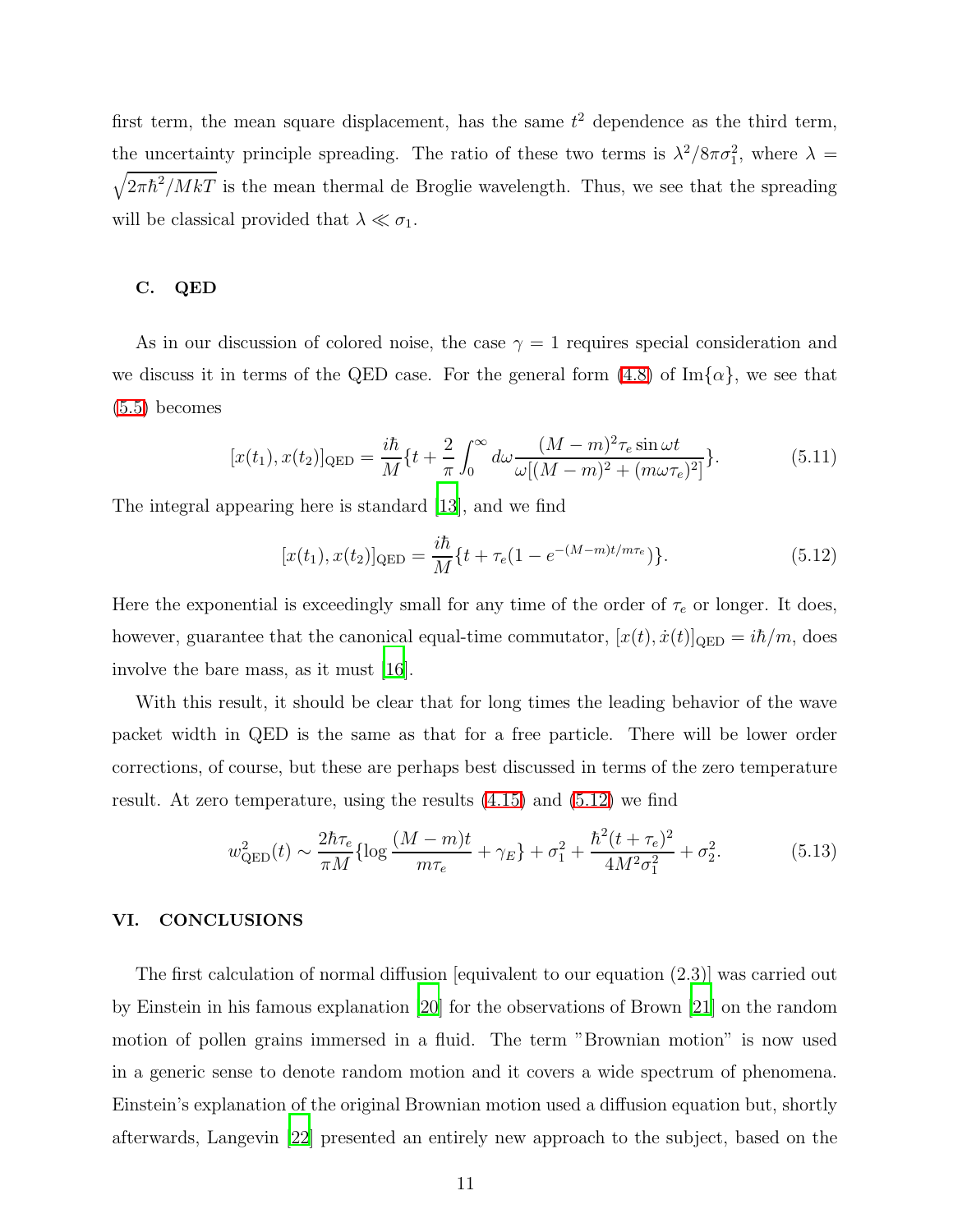first term, the mean square displacement, has the same $t^2$ dependence as the third term, the uncertainty principle spreading. The ratio of these two terms is $\lambda^2/8\pi\sigma_1^2$, where $\lambda = \sqrt{2\pi\hbar^2/MkT}$ is the mean thermal de Broglie wavelength. Thus, we see that the spreading will be classical provided that $\lambda \ll \sigma_1$.

### C. QED

As in our discussion of colored noise, the case $\gamma = 1$ requires special consideration and we discuss it in terms of the QED case. For the general form (4.8) of $\mathrm{Im}\{\alpha\}$, we see that (5.5) becomes

$$[x(t_1), x(t_2)]_{\mathrm{QED}} = \frac{i\hbar}{M}\{t + \frac{2}{\pi}\int_0^\infty d\omega \frac{(M-m)^2\tau_e \sin\omega t}{\omega[(M-m)^2 + (m\omega\tau_e)^2]}\}. \tag{5.11}$$

The integral appearing here is standard [13], and we find

$$[x(t_1), x(t_2)]_{\mathrm{QED}} = \frac{i\hbar}{M}\{t + \tau_e(1 - e^{-(M-m)t/m\tau_e})\}. \tag{5.12}$$

Here the exponential is exceedingly small for any time of the order of $\tau_e$ or longer. It does, however, guarantee that the canonical equal-time commutator, $[x(t), \dot{x}(t)]_{\mathrm{QED}} = i\hbar/m$, does involve the bare mass, as it must [16].

With this result, it should be clear that for long times the leading behavior of the wave packet width in QED is the same as that for a free particle. There will be lower order corrections, of course, but these are perhaps best discussed in terms of the zero temperature result. At zero temperature, using the results (4.15) and (5.12) we find

$$w_{\mathrm{QED}}^2(t) \sim \frac{2\hbar\tau_e}{\pi M}\{\log\frac{(M-m)t}{m\tau_e} + \gamma_E\} + \sigma_1^2 + \frac{\hbar^2(t+\tau_e)^2}{4M^2\sigma_1^2} + \sigma_2^2. \tag{5.13}$$

## VI. CONCLUSIONS

The first calculation of normal diffusion [equivalent to our equation (2.3)] was carried out by Einstein in his famous explanation [20] for the observations of Brown [21] on the random motion of pollen grains immersed in a fluid. The term "Brownian motion" is now used in a generic sense to denote random motion and it covers a wide spectrum of phenomena. Einstein's explanation of the original Brownian motion used a diffusion equation but, shortly afterwards, Langevin [22] presented an entirely new approach to the subject, based on the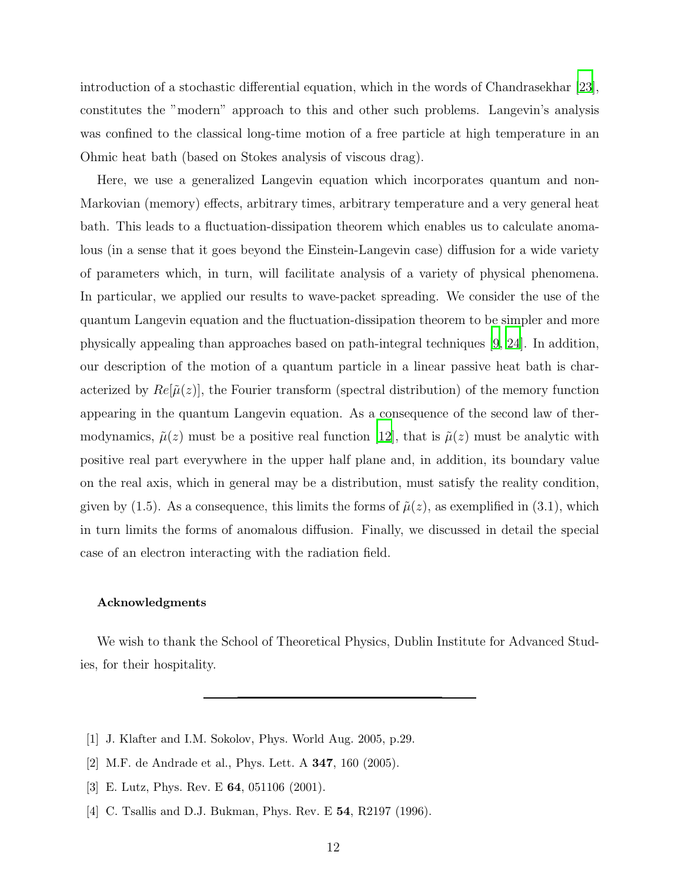introduction of a stochastic differential equation, which in the words of Chandrasekhar [23], constitutes the "modern" approach to this and other such problems. Langevin's analysis was confined to the classical long-time motion of a free particle at high temperature in an Ohmic heat bath (based on Stokes analysis of viscous drag).

Here, we use a generalized Langevin equation which incorporates quantum and non-Markovian (memory) effects, arbitrary times, arbitrary temperature and a very general heat bath. This leads to a fluctuation-dissipation theorem which enables us to calculate anomalous (in a sense that it goes beyond the Einstein-Langevin case) diffusion for a wide variety of parameters which, in turn, will facilitate analysis of a variety of physical phenomena. In particular, we applied our results to wave-packet spreading. We consider the use of the quantum Langevin equation and the fluctuation-dissipation theorem to be simpler and more physically appealing than approaches based on path-integral techniques [9, 24]. In addition, our description of the motion of a quantum particle in a linear passive heat bath is characterized by $Re[\tilde{\mu}(z)]$, the Fourier transform (spectral distribution) of the memory function appearing in the quantum Langevin equation. As a consequence of the second law of thermodynamics, $\tilde{\mu}(z)$ must be a positive real function [12], that is $\tilde{\mu}(z)$ must be analytic with positive real part everywhere in the upper half plane and, in addition, its boundary value on the real axis, which in general may be a distribution, must satisfy the reality condition, given by (1.5). As a consequence, this limits the forms of $\tilde{\mu}(z)$, as exemplified in (3.1), which in turn limits the forms of anomalous diffusion. Finally, we discussed in detail the special case of an electron interacting with the radiation field.

#### Acknowledgments

We wish to thank the School of Theoretical Physics, Dublin Institute for Advanced Studies, for their hospitality.

---

[1] J. Klafter and I.M. Sokolov, Phys. World Aug. 2005, p.29.

[2] M.F. de Andrade et al., Phys. Lett. A **347**, 160 (2005).

[3] E. Lutz, Phys. Rev. E **64**, 051106 (2001).

[4] C. Tsallis and D.J. Bukman, Phys. Rev. E **54**, R2197 (1996).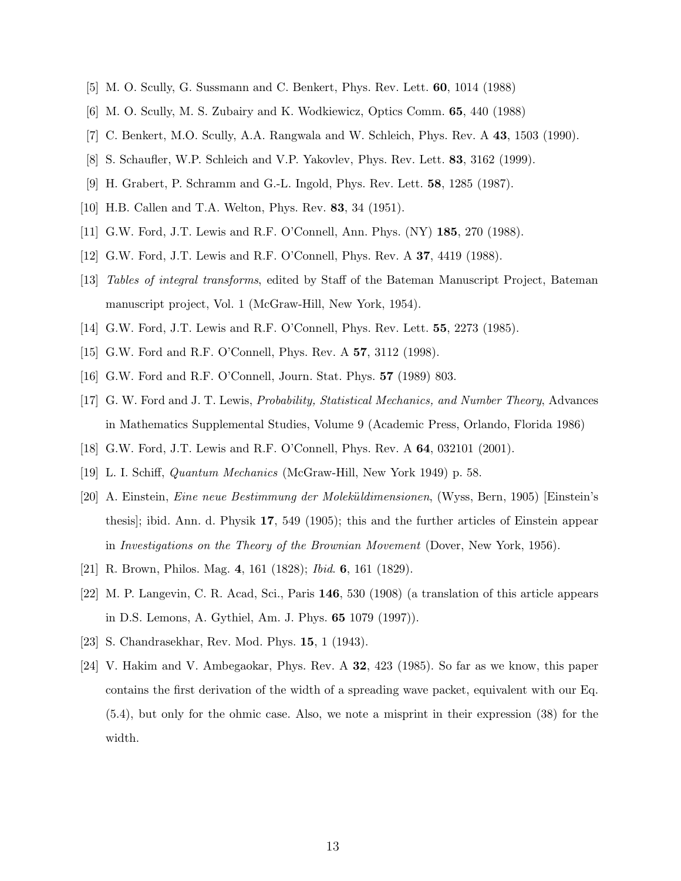[5] M. O. Scully, G. Sussmann and C. Benkert, Phys. Rev. Lett. **60**, 1014 (1988)

[6] M. O. Scully, M. S. Zubairy and K. Wodkiewicz, Optics Comm. **65**, 440 (1988)

[7] C. Benkert, M.O. Scully, A.A. Rangwala and W. Schleich, Phys. Rev. A **43**, 1503 (1990).

[8] S. Schaufler, W.P. Schleich and V.P. Yakovlev, Phys. Rev. Lett. **83**, 3162 (1999).

[9] H. Grabert, P. Schramm and G.-L. Ingold, Phys. Rev. Lett. **58**, 1285 (1987).

[10] H.B. Callen and T.A. Welton, Phys. Rev. **83**, 34 (1951).

[11] G.W. Ford, J.T. Lewis and R.F. O'Connell, Ann. Phys. (NY) **185**, 270 (1988).

[12] G.W. Ford, J.T. Lewis and R.F. O'Connell, Phys. Rev. A **37**, 4419 (1988).

[13] *Tables of integral transforms*, edited by Staff of the Bateman Manuscript Project, Bateman manuscript project, Vol. 1 (McGraw-Hill, New York, 1954).

[14] G.W. Ford, J.T. Lewis and R.F. O'Connell, Phys. Rev. Lett. **55**, 2273 (1985).

[15] G.W. Ford and R.F. O'Connell, Phys. Rev. A **57**, 3112 (1998).

[16] G.W. Ford and R.F. O'Connell, Journ. Stat. Phys. **57** (1989) 803.

[17] G. W. Ford and J. T. Lewis, *Probability, Statistical Mechanics, and Number Theory*, Advances in Mathematics Supplemental Studies, Volume 9 (Academic Press, Orlando, Florida 1986)

[18] G.W. Ford, J.T. Lewis and R.F. O'Connell, Phys. Rev. A **64**, 032101 (2001).

[19] L. I. Schiff, *Quantum Mechanics* (McGraw-Hill, New York 1949) p. 58.

[20] A. Einstein, *Eine neue Bestimmung der Moleküldimensionen*, (Wyss, Bern, 1905) [Einstein's thesis]; ibid. Ann. d. Physik **17**, 549 (1905); this and the further articles of Einstein appear in *Investigations on the Theory of the Brownian Movement* (Dover, New York, 1956).

[21] R. Brown, Philos. Mag. **4**, 161 (1828); *Ibid*. **6**, 161 (1829).

[22] M. P. Langevin, C. R. Acad, Sci., Paris **146**, 530 (1908) (a translation of this article appears in D.S. Lemons, A. Gythiel, Am. J. Phys. **65** 1079 (1997)).

[23] S. Chandrasekhar, Rev. Mod. Phys. **15**, 1 (1943).

[24] V. Hakim and V. Ambegaokar, Phys. Rev. A **32**, 423 (1985). So far as we know, this paper contains the first derivation of the width of a spreading wave packet, equivalent with our Eq. (5.4), but only for the ohmic case. Also, we note a misprint in their expression (38) for the width.